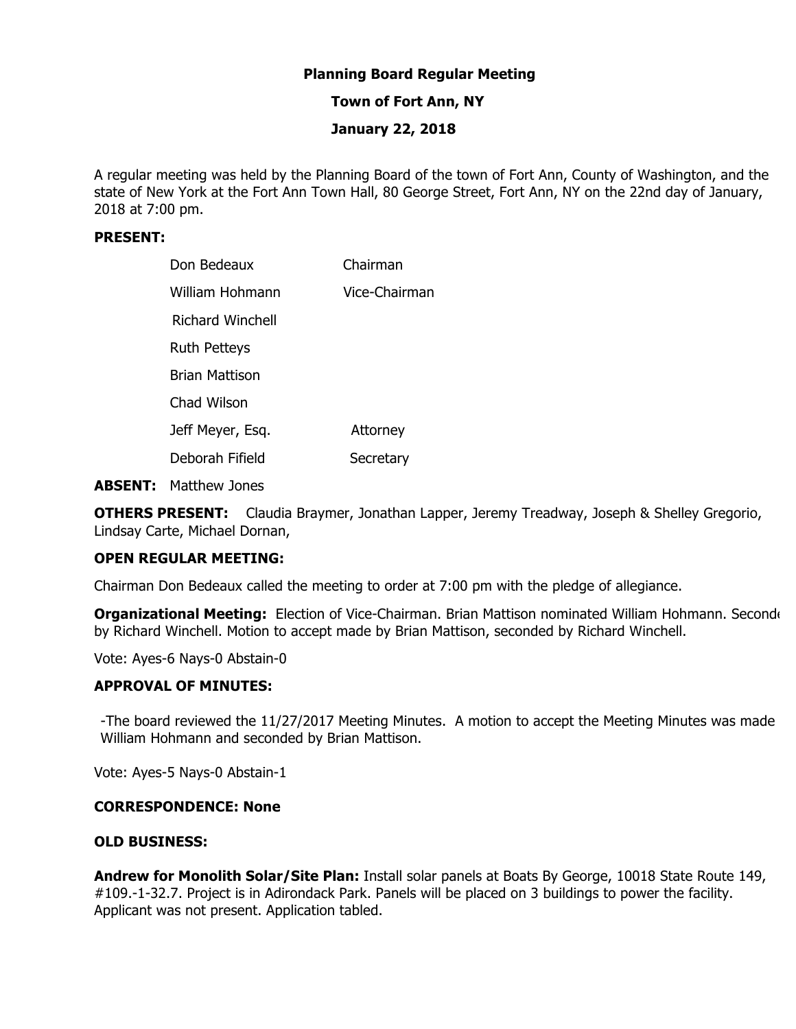**Planning Board Regular Meeting**

**Town of Fort Ann, NY**

**January 22, 2018**

A regular meeting was held by the Planning Board of the town of Fort Ann, County of Washington, and the state of New York at the Fort Ann Town Hall, 80 George Street, Fort Ann, NY on the 22nd day of January, 2018 at 7:00 pm.

**PRESENT:**

| | |
|---|---|
| Don Bedeaux | Chairman |
| William Hohmann | Vice-Chairman |
| Richard Winchell | |
| Ruth Petteys | |
| Brian Mattison | |
| Chad Wilson | |
| Jeff Meyer, Esq. | Attorney |
| Deborah Fifield | Secretary |

**ABSENT:** Matthew Jones

**OTHERS PRESENT:** Claudia Braymer, Jonathan Lapper, Jeremy Treadway, Joseph & Shelley Gregorio, Lindsay Carte, Michael Dornan,

**OPEN REGULAR MEETING:**

Chairman Don Bedeaux called the meeting to order at 7:00 pm with the pledge of allegiance.

**Organizational Meeting:** Election of Vice-Chairman. Brian Mattison nominated William Hohmann. Seconde by Richard Winchell. Motion to accept made by Brian Mattison, seconded by Richard Winchell.

Vote: Ayes-6 Nays-0 Abstain-0

**APPROVAL OF MINUTES:**

-The board reviewed the 11/27/2017 Meeting Minutes. A motion to accept the Meeting Minutes was made William Hohmann and seconded by Brian Mattison.

Vote: Ayes-5 Nays-0 Abstain-1

**CORRESPONDENCE: None**

**OLD BUSINESS:**

**Andrew for Monolith Solar/Site Plan:** Install solar panels at Boats By George, 10018 State Route 149, #109.-1-32.7. Project is in Adirondack Park. Panels will be placed on 3 buildings to power the facility. Applicant was not present. Application tabled.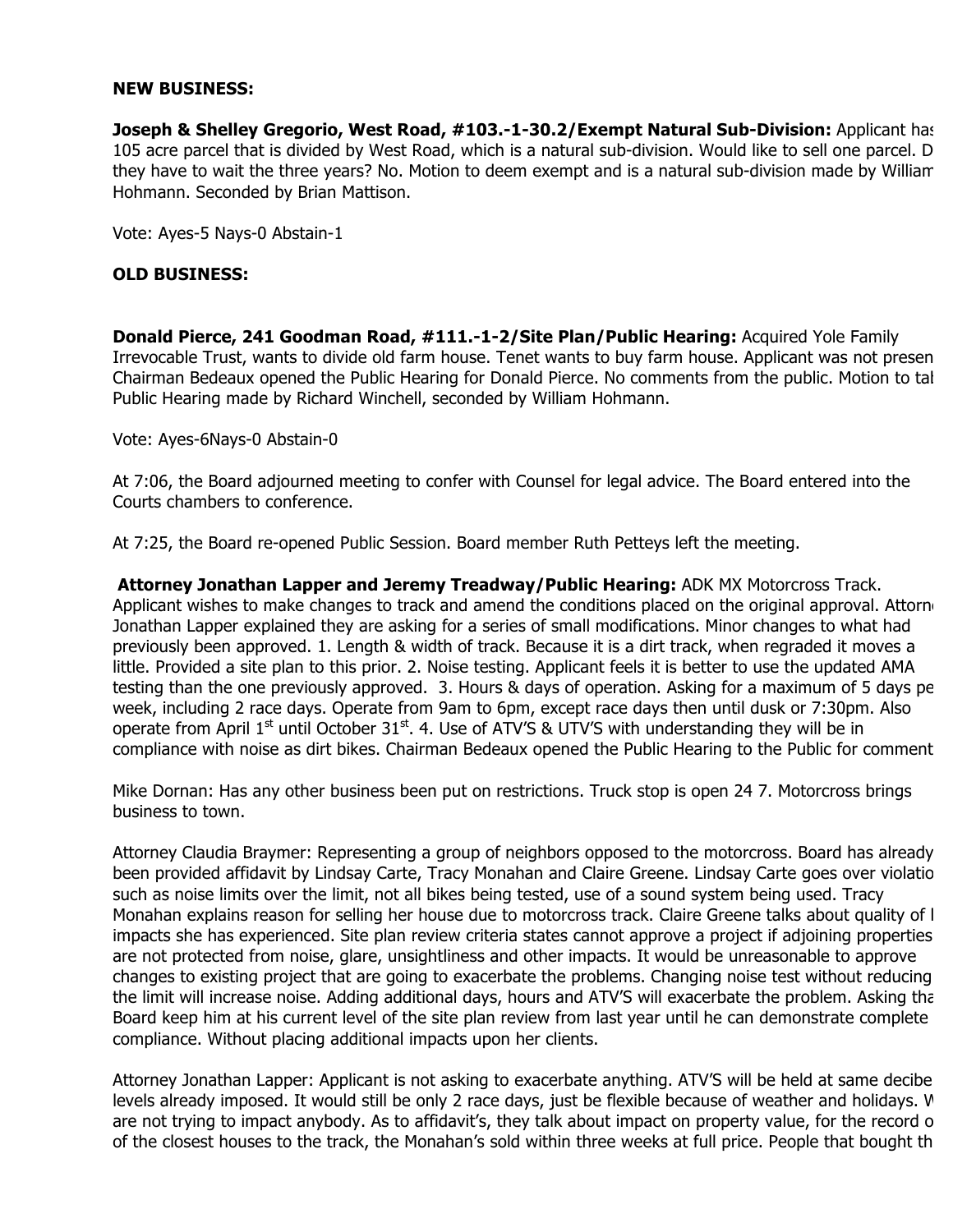**NEW BUSINESS:**

**Joseph & Shelley Gregorio, West Road, #103.-1-30.2/Exempt Natural Sub-Division:** Applicant has 105 acre parcel that is divided by West Road, which is a natural sub-division. Would like to sell one parcel. D they have to wait the three years? No. Motion to deem exempt and is a natural sub-division made by William Hohmann. Seconded by Brian Mattison.

Vote: Ayes-5 Nays-0 Abstain-1

**OLD BUSINESS:**

**Donald Pierce, 241 Goodman Road, #111.-1-2/Site Plan/Public Hearing:** Acquired Yole Family Irrevocable Trust, wants to divide old farm house. Tenet wants to buy farm house. Applicant was not presen Chairman Bedeaux opened the Public Hearing for Donald Pierce. No comments from the public. Motion to tal Public Hearing made by Richard Winchell, seconded by William Hohmann.

Vote: Ayes-6Nays-0 Abstain-0

At 7:06, the Board adjourned meeting to confer with Counsel for legal advice. The Board entered into the Courts chambers to conference.

At 7:25, the Board re-opened Public Session. Board member Ruth Petteys left the meeting.

**Attorney Jonathan Lapper and Jeremy Treadway/Public Hearing:** ADK MX Motorcross Track. Applicant wishes to make changes to track and amend the conditions placed on the original approval. Attorn Jonathan Lapper explained they are asking for a series of small modifications. Minor changes to what had previously been approved. 1. Length & width of track. Because it is a dirt track, when regraded it moves a little. Provided a site plan to this prior. 2. Noise testing. Applicant feels it is better to use the updated AMA testing than the one previously approved. 3. Hours & days of operation. Asking for a maximum of 5 days pe week, including 2 race days. Operate from 9am to 6pm, except race days then until dusk or 7:30pm. Also operate from April 1st until October 31st. 4. Use of ATV'S & UTV'S with understanding they will be in compliance with noise as dirt bikes. Chairman Bedeaux opened the Public Hearing to the Public for comment

Mike Dornan: Has any other business been put on restrictions. Truck stop is open 24 7. Motorcross brings business to town.

Attorney Claudia Braymer: Representing a group of neighbors opposed to the motorcross. Board has already been provided affidavit by Lindsay Carte, Tracy Monahan and Claire Greene. Lindsay Carte goes over violatio such as noise limits over the limit, not all bikes being tested, use of a sound system being used. Tracy Monahan explains reason for selling her house due to motorcross track. Claire Greene talks about quality of l impacts she has experienced. Site plan review criteria states cannot approve a project if adjoining properties are not protected from noise, glare, unsightliness and other impacts. It would be unreasonable to approve changes to existing project that are going to exacerbate the problems. Changing noise test without reducing the limit will increase noise. Adding additional days, hours and ATV'S will exacerbate the problem. Asking tha Board keep him at his current level of the site plan review from last year until he can demonstrate complete compliance. Without placing additional impacts upon her clients.

Attorney Jonathan Lapper: Applicant is not asking to exacerbate anything. ATV'S will be held at same decibe levels already imposed. It would still be only 2 race days, just be flexible because of weather and holidays. W are not trying to impact anybody. As to affidavit's, they talk about impact on property value, for the record o of the closest houses to the track, the Monahan's sold within three weeks at full price. People that bought th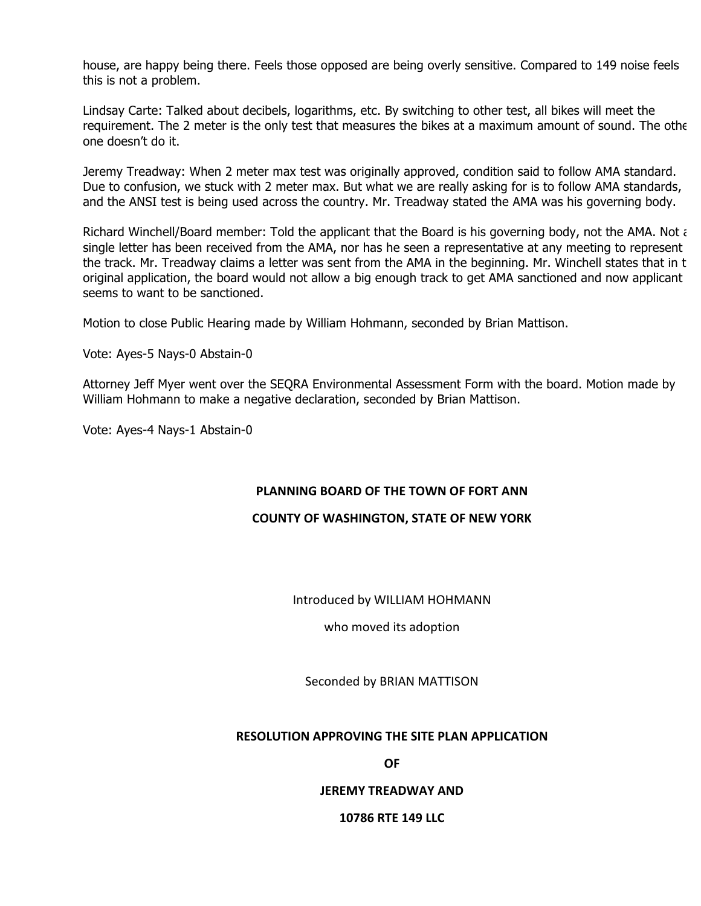house, are happy being there. Feels those opposed are being overly sensitive. Compared to 149 noise feels this is not a problem.

Lindsay Carte: Talked about decibels, logarithms, etc. By switching to other test, all bikes will meet the requirement. The 2 meter is the only test that measures the bikes at a maximum amount of sound. The othe one doesn't do it.

Jeremy Treadway: When 2 meter max test was originally approved, condition said to follow AMA standard. Due to confusion, we stuck with 2 meter max. But what we are really asking for is to follow AMA standards, and the ANSI test is being used across the country. Mr. Treadway stated the AMA was his governing body.

Richard Winchell/Board member: Told the applicant that the Board is his governing body, not the AMA. Not a single letter has been received from the AMA, nor has he seen a representative at any meeting to represent the track. Mr. Treadway claims a letter was sent from the AMA in the beginning. Mr. Winchell states that in t original application, the board would not allow a big enough track to get AMA sanctioned and now applicant seems to want to be sanctioned.

Motion to close Public Hearing made by William Hohmann, seconded by Brian Mattison.

Vote: Ayes-5 Nays-0 Abstain-0

Attorney Jeff Myer went over the SEQRA Environmental Assessment Form with the board. Motion made by William Hohmann to make a negative declaration, seconded by Brian Mattison.

Vote: Ayes-4 Nays-1 Abstain-0

**PLANNING BOARD OF THE TOWN OF FORT ANN**

**COUNTY OF WASHINGTON, STATE OF NEW YORK**

Introduced by WILLIAM HOHMANN

who moved its adoption

Seconded by BRIAN MATTISON

**RESOLUTION APPROVING THE SITE PLAN APPLICATION**

**OF**

**JEREMY TREADWAY AND**

**10786 RTE 149 LLC**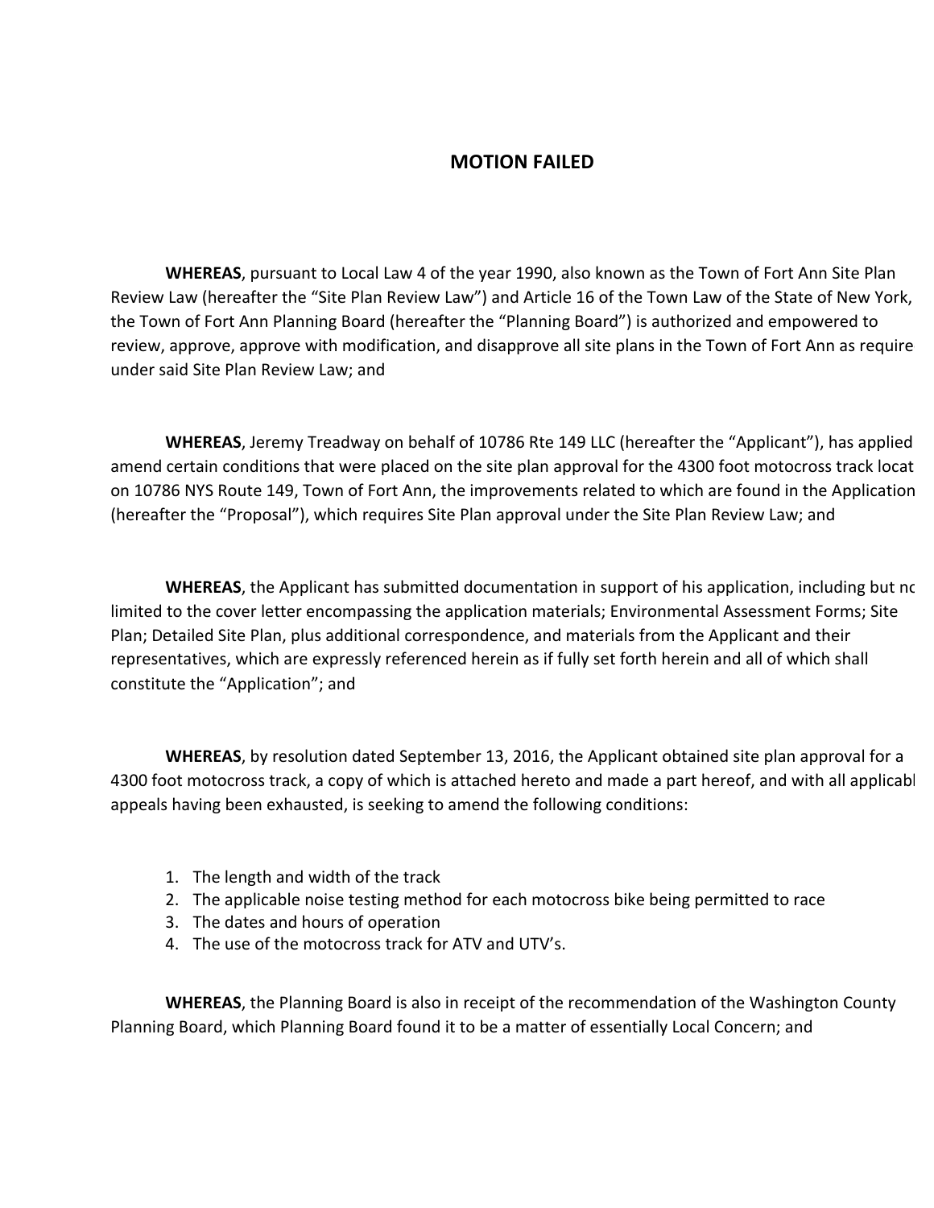## MOTION FAILED

**WHEREAS**, pursuant to Local Law 4 of the year 1990, also known as the Town of Fort Ann Site Plan Review Law (hereafter the "Site Plan Review Law") and Article 16 of the Town Law of the State of New York, the Town of Fort Ann Planning Board (hereafter the "Planning Board") is authorized and empowered to review, approve, approve with modification, and disapprove all site plans in the Town of Fort Ann as require under said Site Plan Review Law; and

**WHEREAS**, Jeremy Treadway on behalf of 10786 Rte 149 LLC (hereafter the "Applicant"), has applied amend certain conditions that were placed on the site plan approval for the 4300 foot motocross track locat on 10786 NYS Route 149, Town of Fort Ann, the improvements related to which are found in the Application (hereafter the "Proposal"), which requires Site Plan approval under the Site Plan Review Law; and

**WHEREAS**, the Applicant has submitted documentation in support of his application, including but nc limited to the cover letter encompassing the application materials; Environmental Assessment Forms; Site Plan; Detailed Site Plan, plus additional correspondence, and materials from the Applicant and their representatives, which are expressly referenced herein as if fully set forth herein and all of which shall constitute the "Application"; and

**WHEREAS**, by resolution dated September 13, 2016, the Applicant obtained site plan approval for a 4300 foot motocross track, a copy of which is attached hereto and made a part hereof, and with all applicabl appeals having been exhausted, is seeking to amend the following conditions:

1. The length and width of the track
2. The applicable noise testing method for each motocross bike being permitted to race
3. The dates and hours of operation
4. The use of the motocross track for ATV and UTV's.

**WHEREAS**, the Planning Board is also in receipt of the recommendation of the Washington County Planning Board, which Planning Board found it to be a matter of essentially Local Concern; and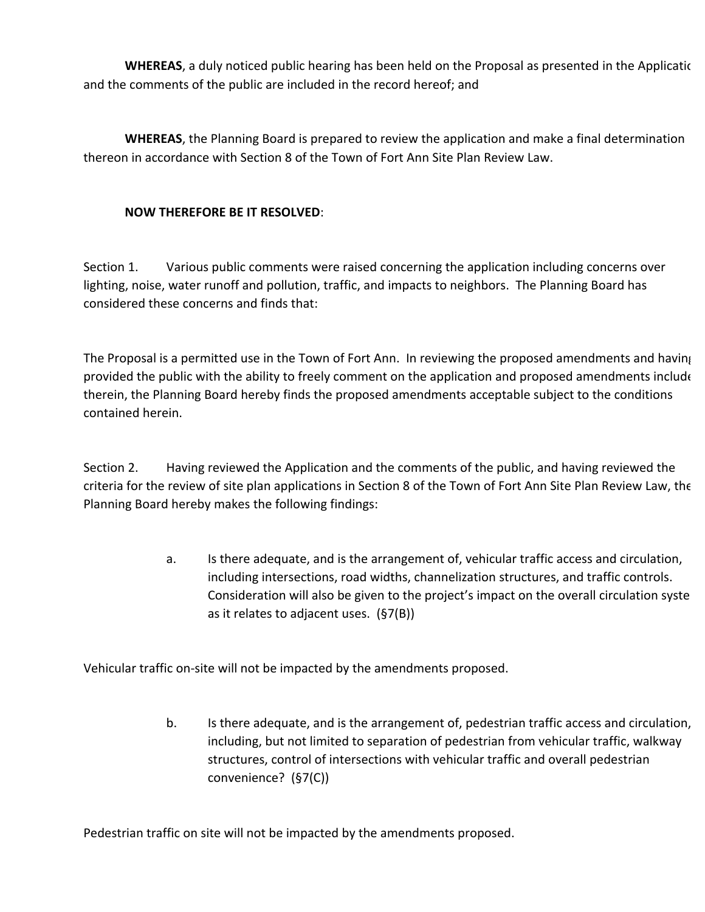**WHEREAS**, a duly noticed public hearing has been held on the Proposal as presented in the Applicatio and the comments of the public are included in the record hereof; and

**WHEREAS**, the Planning Board is prepared to review the application and make a final determination thereon in accordance with Section 8 of the Town of Fort Ann Site Plan Review Law.

**NOW THEREFORE BE IT RESOLVED**:

Section 1. Various public comments were raised concerning the application including concerns over lighting, noise, water runoff and pollution, traffic, and impacts to neighbors. The Planning Board has considered these concerns and finds that:

The Proposal is a permitted use in the Town of Fort Ann. In reviewing the proposed amendments and having provided the public with the ability to freely comment on the application and proposed amendments include therein, the Planning Board hereby finds the proposed amendments acceptable subject to the conditions contained herein.

Section 2. Having reviewed the Application and the comments of the public, and having reviewed the criteria for the review of site plan applications in Section 8 of the Town of Fort Ann Site Plan Review Law, the Planning Board hereby makes the following findings:

a. Is there adequate, and is the arrangement of, vehicular traffic access and circulation, including intersections, road widths, channelization structures, and traffic controls. Consideration will also be given to the project's impact on the overall circulation syste as it relates to adjacent uses. (§7(B))

Vehicular traffic on-site will not be impacted by the amendments proposed.

b. Is there adequate, and is the arrangement of, pedestrian traffic access and circulation, including, but not limited to separation of pedestrian from vehicular traffic, walkway structures, control of intersections with vehicular traffic and overall pedestrian convenience? (§7(C))

Pedestrian traffic on site will not be impacted by the amendments proposed.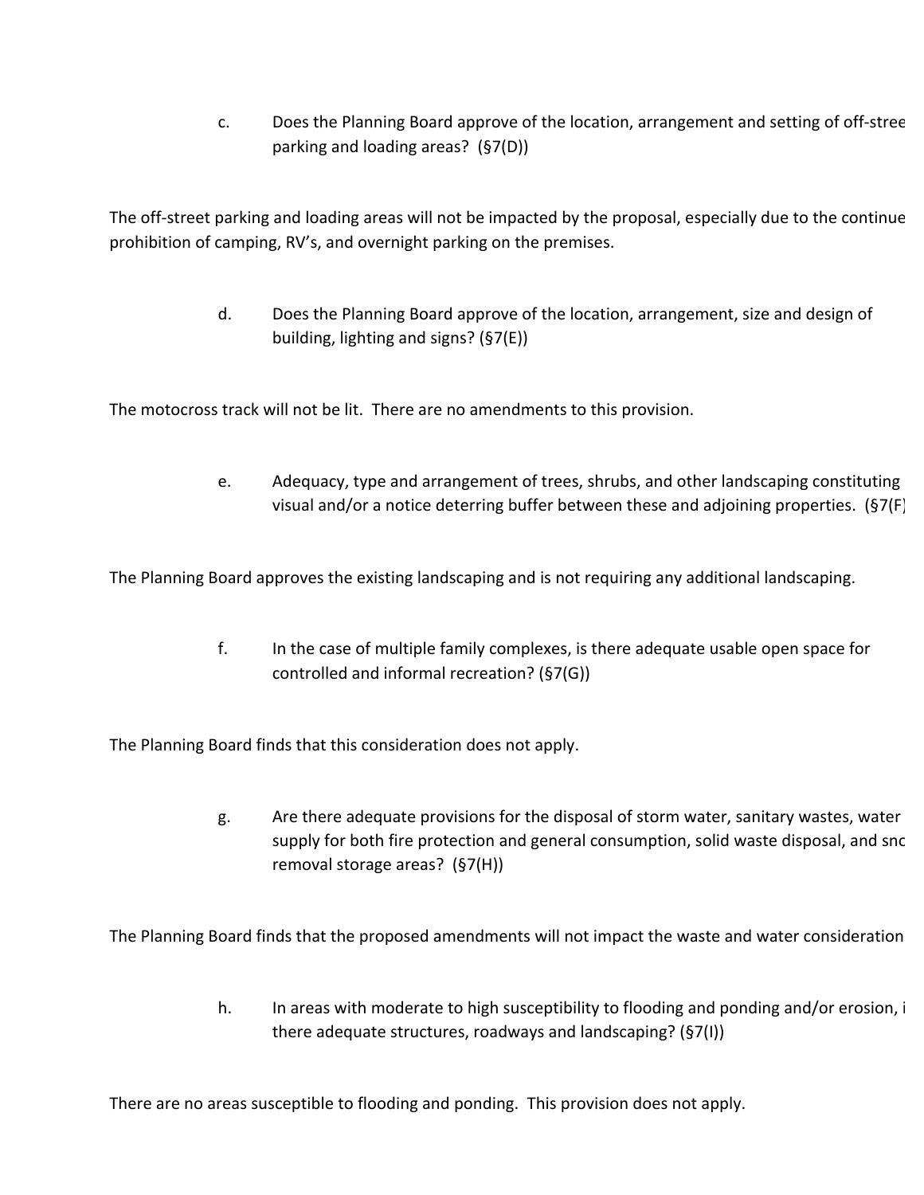c. Does the Planning Board approve of the location, arrangement and setting of off-stree parking and loading areas? (§7(D))

The off-street parking and loading areas will not be impacted by the proposal, especially due to the continue prohibition of camping, RV's, and overnight parking on the premises.

d. Does the Planning Board approve of the location, arrangement, size and design of building, lighting and signs? (§7(E))

The motocross track will not be lit. There are no amendments to this provision.

e. Adequacy, type and arrangement of trees, shrubs, and other landscaping constituting visual and/or a notice deterring buffer between these and adjoining properties. (§7(F)

The Planning Board approves the existing landscaping and is not requiring any additional landscaping.

f. In the case of multiple family complexes, is there adequate usable open space for controlled and informal recreation? (§7(G))

The Planning Board finds that this consideration does not apply.

g. Are there adequate provisions for the disposal of storm water, sanitary wastes, water supply for both fire protection and general consumption, solid waste disposal, and snc removal storage areas? (§7(H))

The Planning Board finds that the proposed amendments will not impact the waste and water consideration

h. In areas with moderate to high susceptibility to flooding and ponding and/or erosion, i there adequate structures, roadways and landscaping? (§7(I))

There are no areas susceptible to flooding and ponding. This provision does not apply.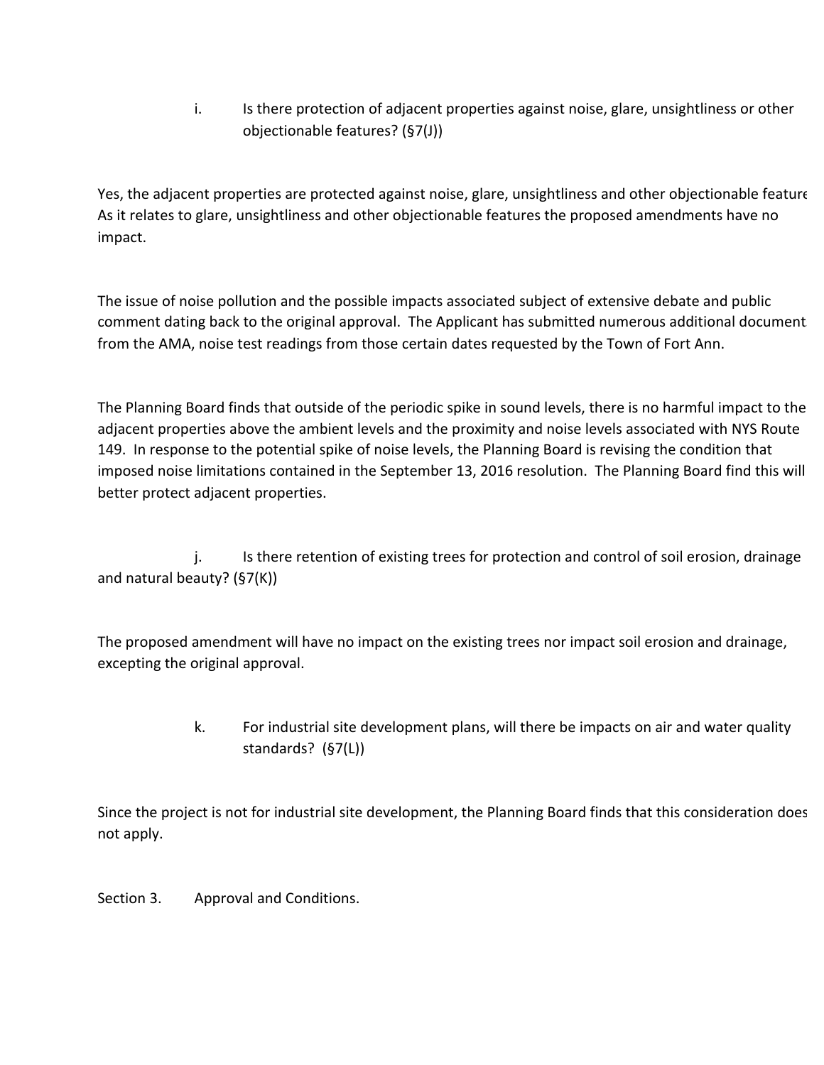i. Is there protection of adjacent properties against noise, glare, unsightliness or other objectionable features? (§7(J))

Yes, the adjacent properties are protected against noise, glare, unsightliness and other objectionable feature As it relates to glare, unsightliness and other objectionable features the proposed amendments have no impact.

The issue of noise pollution and the possible impacts associated subject of extensive debate and public comment dating back to the original approval. The Applicant has submitted numerous additional document from the AMA, noise test readings from those certain dates requested by the Town of Fort Ann.

The Planning Board finds that outside of the periodic spike in sound levels, there is no harmful impact to the adjacent properties above the ambient levels and the proximity and noise levels associated with NYS Route 149. In response to the potential spike of noise levels, the Planning Board is revising the condition that imposed noise limitations contained in the September 13, 2016 resolution. The Planning Board find this will better protect adjacent properties.

j. Is there retention of existing trees for protection and control of soil erosion, drainage and natural beauty? (§7(K))

The proposed amendment will have no impact on the existing trees nor impact soil erosion and drainage, excepting the original approval.

k. For industrial site development plans, will there be impacts on air and water quality standards? (§7(L))

Since the project is not for industrial site development, the Planning Board finds that this consideration does not apply.

Section 3. Approval and Conditions.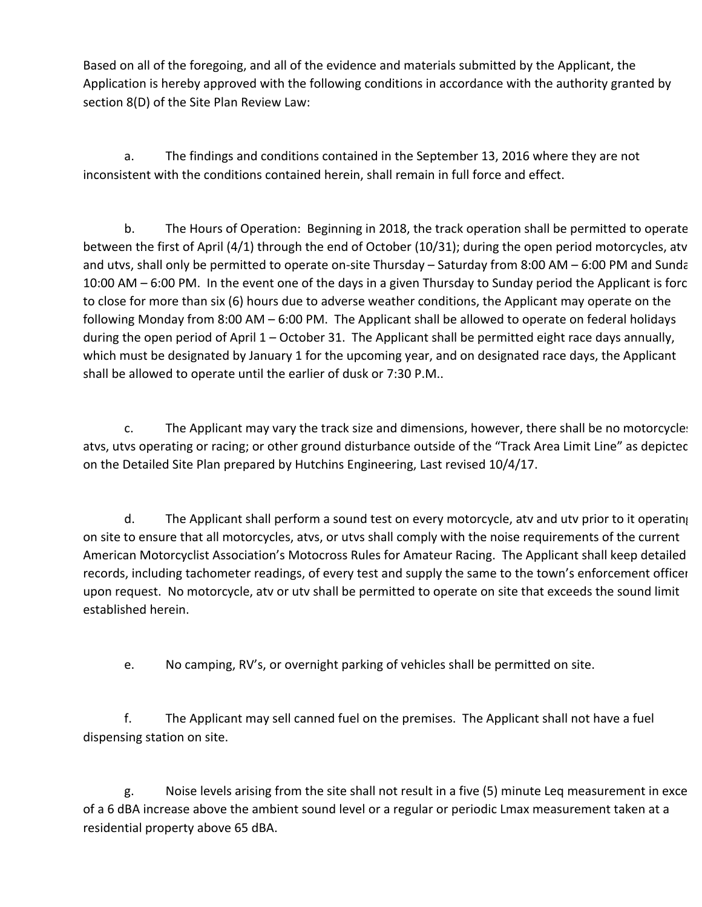Based on all of the foregoing, and all of the evidence and materials submitted by the Applicant, the Application is hereby approved with the following conditions in accordance with the authority granted by section 8(D) of the Site Plan Review Law:

a. The findings and conditions contained in the September 13, 2016 where they are not inconsistent with the conditions contained herein, shall remain in full force and effect.

b. The Hours of Operation: Beginning in 2018, the track operation shall be permitted to operate between the first of April (4/1) through the end of October (10/31); during the open period motorcycles, atv and utvs, shall only be permitted to operate on-site Thursday – Saturday from 8:00 AM – 6:00 PM and Sunda 10:00 AM – 6:00 PM. In the event one of the days in a given Thursday to Sunday period the Applicant is forc to close for more than six (6) hours due to adverse weather conditions, the Applicant may operate on the following Monday from 8:00 AM – 6:00 PM. The Applicant shall be allowed to operate on federal holidays during the open period of April 1 – October 31. The Applicant shall be permitted eight race days annually, which must be designated by January 1 for the upcoming year, and on designated race days, the Applicant shall be allowed to operate until the earlier of dusk or 7:30 P.M..

c. The Applicant may vary the track size and dimensions, however, there shall be no motorcycle atvs, utvs operating or racing; or other ground disturbance outside of the "Track Area Limit Line" as depicted on the Detailed Site Plan prepared by Hutchins Engineering, Last revised 10/4/17.

d. The Applicant shall perform a sound test on every motorcycle, atv and utv prior to it operating on site to ensure that all motorcycles, atvs, or utvs shall comply with the noise requirements of the current American Motorcyclist Association's Motocross Rules for Amateur Racing. The Applicant shall keep detailed records, including tachometer readings, of every test and supply the same to the town's enforcement officer upon request. No motorcycle, atv or utv shall be permitted to operate on site that exceeds the sound limit established herein.

e. No camping, RV's, or overnight parking of vehicles shall be permitted on site.

f. The Applicant may sell canned fuel on the premises. The Applicant shall not have a fuel dispensing station on site.

g. Noise levels arising from the site shall not result in a five (5) minute Leq measurement in exce of a 6 dBA increase above the ambient sound level or a regular or periodic Lmax measurement taken at a residential property above 65 dBA.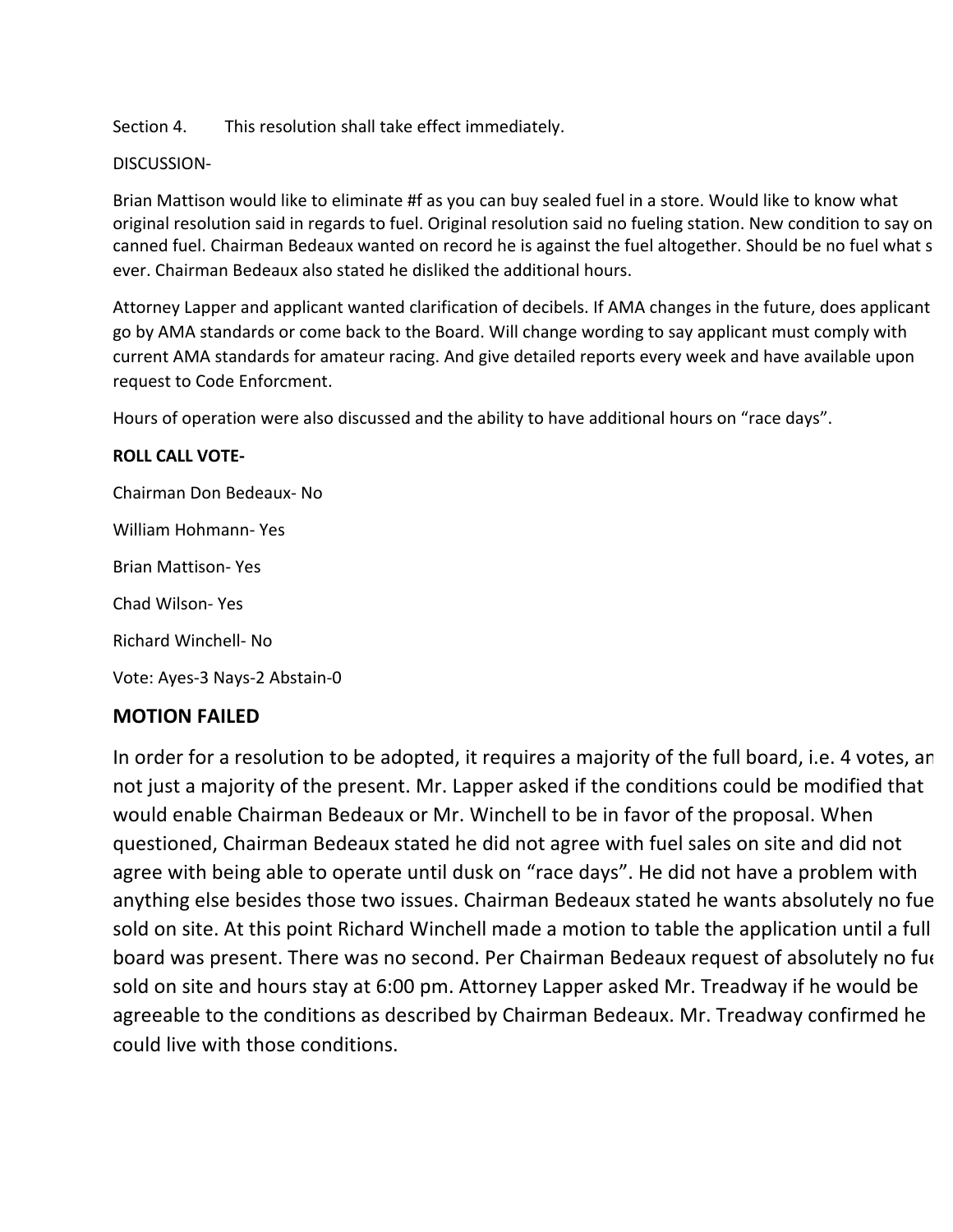Section 4. This resolution shall take effect immediately.

DISCUSSION-

Brian Mattison would like to eliminate #f as you can buy sealed fuel in a store. Would like to know what original resolution said in regards to fuel. Original resolution said no fueling station. New condition to say on canned fuel. Chairman Bedeaux wanted on record he is against the fuel altogether. Should be no fuel what s ever. Chairman Bedeaux also stated he disliked the additional hours.

Attorney Lapper and applicant wanted clarification of decibels. If AMA changes in the future, does applicant go by AMA standards or come back to the Board. Will change wording to say applicant must comply with current AMA standards for amateur racing. And give detailed reports every week and have available upon request to Code Enforcment.

Hours of operation were also discussed and the ability to have additional hours on "race days".

**ROLL CALL VOTE-**

Chairman Don Bedeaux- No

William Hohmann- Yes

Brian Mattison- Yes

Chad Wilson- Yes

Richard Winchell- No

Vote: Ayes-3 Nays-2 Abstain-0

## MOTION FAILED

In order for a resolution to be adopted, it requires a majority of the full board, i.e. 4 votes, an not just a majority of the present. Mr. Lapper asked if the conditions could be modified that would enable Chairman Bedeaux or Mr. Winchell to be in favor of the proposal. When questioned, Chairman Bedeaux stated he did not agree with fuel sales on site and did not agree with being able to operate until dusk on "race days". He did not have a problem with anything else besides those two issues. Chairman Bedeaux stated he wants absolutely no fue sold on site. At this point Richard Winchell made a motion to table the application until a full board was present. There was no second. Per Chairman Bedeaux request of absolutely no fue sold on site and hours stay at 6:00 pm. Attorney Lapper asked Mr. Treadway if he would be agreeable to the conditions as described by Chairman Bedeaux. Mr. Treadway confirmed he could live with those conditions.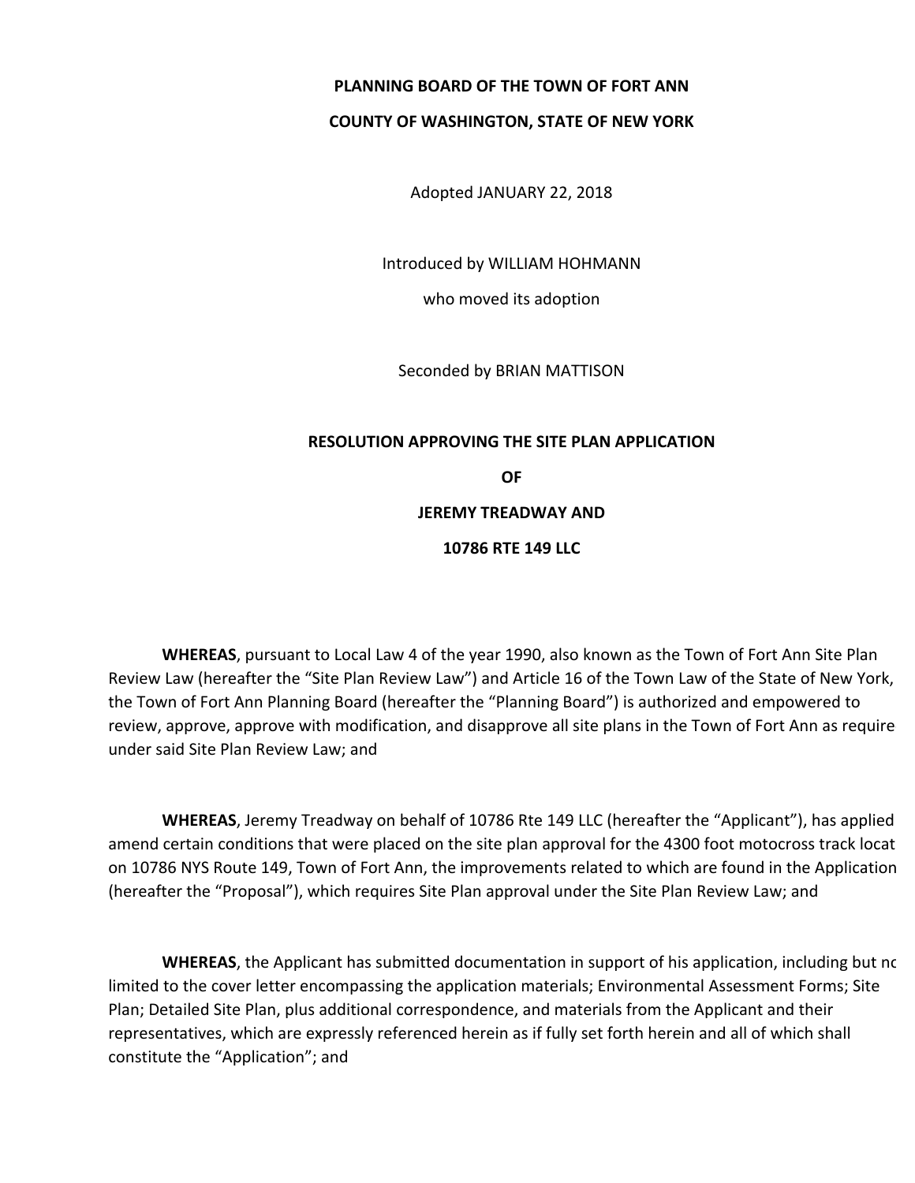**PLANNING BOARD OF THE TOWN OF FORT ANN**

**COUNTY OF WASHINGTON, STATE OF NEW YORK**

Adopted JANUARY 22, 2018

Introduced by WILLIAM HOHMANN

who moved its adoption

Seconded by BRIAN MATTISON

**RESOLUTION APPROVING THE SITE PLAN APPLICATION**

**OF**

**JEREMY TREADWAY AND**

**10786 RTE 149 LLC**

**WHEREAS**, pursuant to Local Law 4 of the year 1990, also known as the Town of Fort Ann Site Plan Review Law (hereafter the "Site Plan Review Law") and Article 16 of the Town Law of the State of New York, the Town of Fort Ann Planning Board (hereafter the "Planning Board") is authorized and empowered to review, approve, approve with modification, and disapprove all site plans in the Town of Fort Ann as require under said Site Plan Review Law; and

**WHEREAS**, Jeremy Treadway on behalf of 10786 Rte 149 LLC (hereafter the "Applicant"), has applied amend certain conditions that were placed on the site plan approval for the 4300 foot motocross track locat on 10786 NYS Route 149, Town of Fort Ann, the improvements related to which are found in the Application (hereafter the "Proposal"), which requires Site Plan approval under the Site Plan Review Law; and

**WHEREAS**, the Applicant has submitted documentation in support of his application, including but nc limited to the cover letter encompassing the application materials; Environmental Assessment Forms; Site Plan; Detailed Site Plan, plus additional correspondence, and materials from the Applicant and their representatives, which are expressly referenced herein as if fully set forth herein and all of which shall constitute the "Application"; and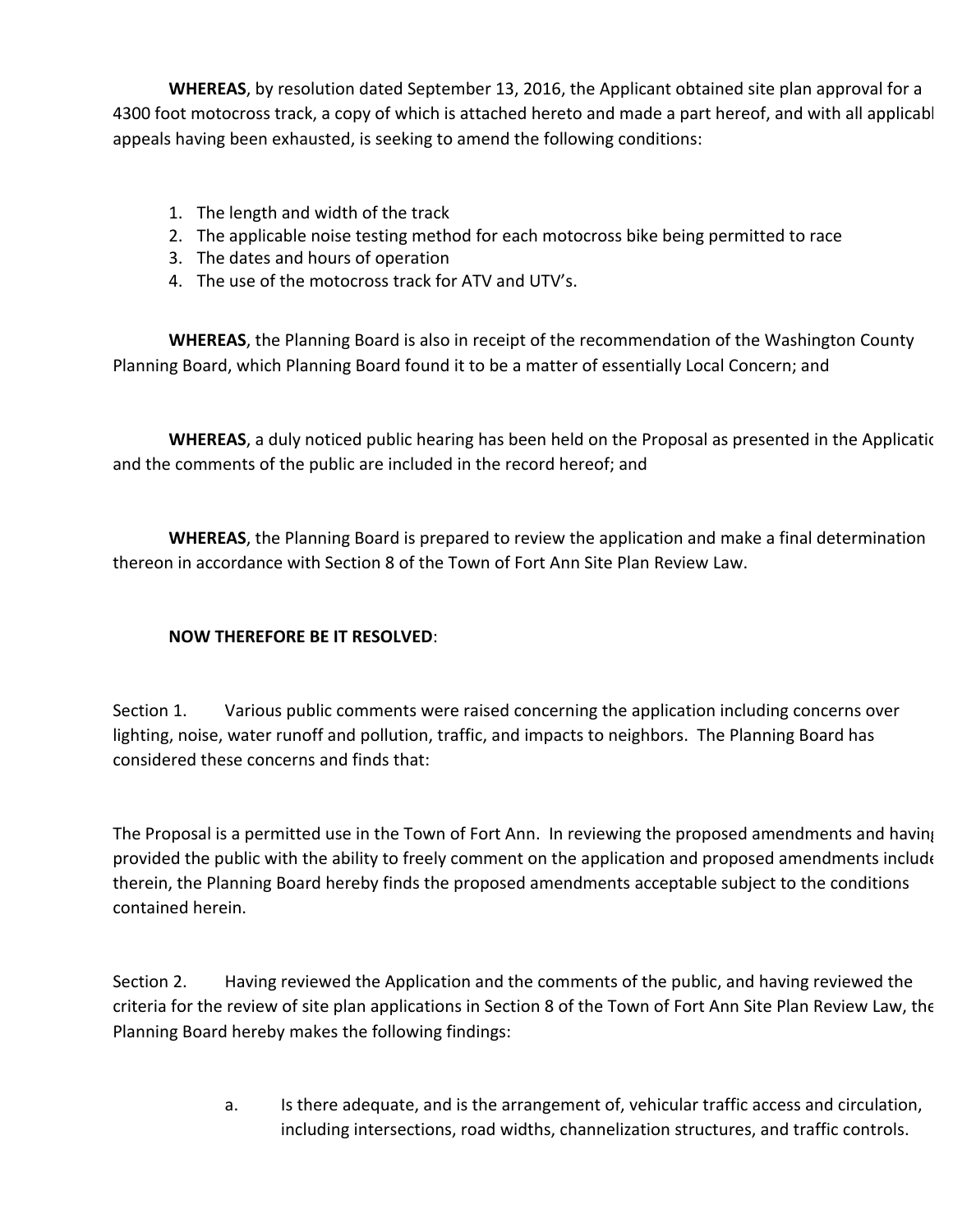**WHEREAS**, by resolution dated September 13, 2016, the Applicant obtained site plan approval for a 4300 foot motocross track, a copy of which is attached hereto and made a part hereof, and with all applicabl appeals having been exhausted, is seeking to amend the following conditions:

1. The length and width of the track
2. The applicable noise testing method for each motocross bike being permitted to race
3. The dates and hours of operation
4. The use of the motocross track for ATV and UTV's.

**WHEREAS**, the Planning Board is also in receipt of the recommendation of the Washington County Planning Board, which Planning Board found it to be a matter of essentially Local Concern; and

**WHEREAS**, a duly noticed public hearing has been held on the Proposal as presented in the Applicatio and the comments of the public are included in the record hereof; and

**WHEREAS**, the Planning Board is prepared to review the application and make a final determination thereon in accordance with Section 8 of the Town of Fort Ann Site Plan Review Law.

**NOW THEREFORE BE IT RESOLVED**:

Section 1. Various public comments were raised concerning the application including concerns over lighting, noise, water runoff and pollution, traffic, and impacts to neighbors. The Planning Board has considered these concerns and finds that:

The Proposal is a permitted use in the Town of Fort Ann. In reviewing the proposed amendments and havin provided the public with the ability to freely comment on the application and proposed amendments include therein, the Planning Board hereby finds the proposed amendments acceptable subject to the conditions contained herein.

Section 2. Having reviewed the Application and the comments of the public, and having reviewed the criteria for the review of site plan applications in Section 8 of the Town of Fort Ann Site Plan Review Law, the Planning Board hereby makes the following findings:

a. Is there adequate, and is the arrangement of, vehicular traffic access and circulation, including intersections, road widths, channelization structures, and traffic controls.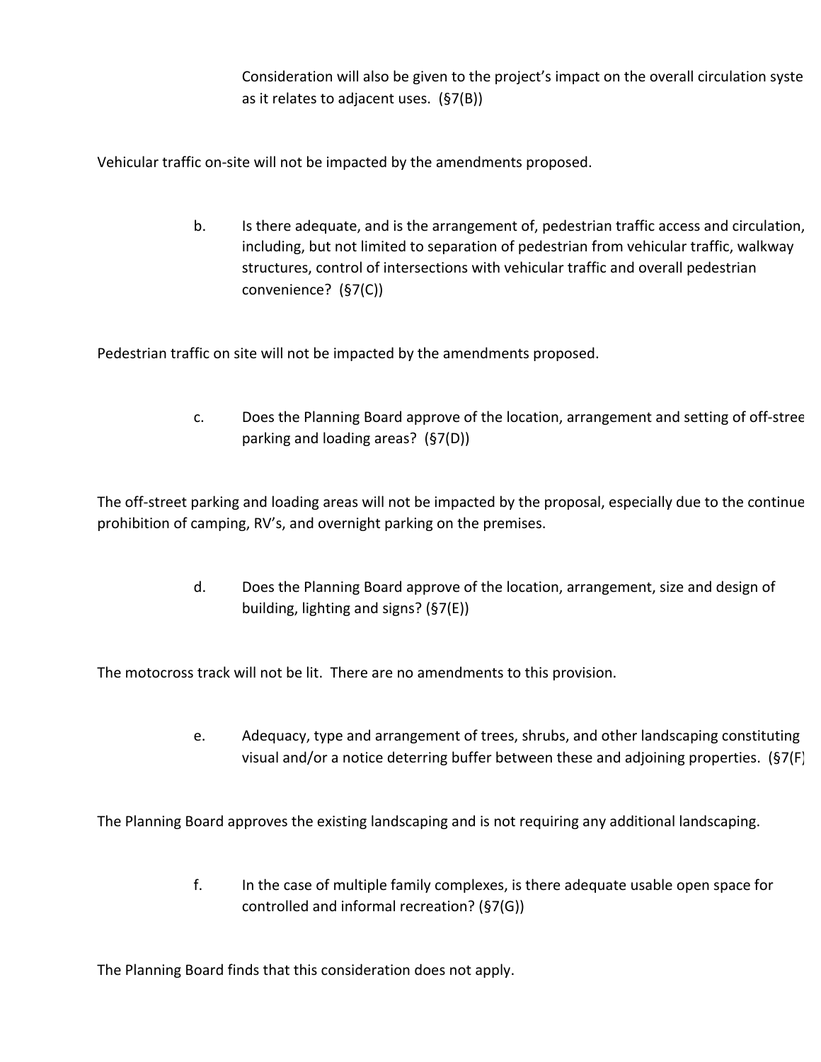Consideration will also be given to the project's impact on the overall circulation syste as it relates to adjacent uses. (§7(B))

Vehicular traffic on-site will not be impacted by the amendments proposed.

b. Is there adequate, and is the arrangement of, pedestrian traffic access and circulation, including, but not limited to separation of pedestrian from vehicular traffic, walkway structures, control of intersections with vehicular traffic and overall pedestrian convenience? (§7(C))

Pedestrian traffic on site will not be impacted by the amendments proposed.

c. Does the Planning Board approve of the location, arrangement and setting of off-stree parking and loading areas? (§7(D))

The off-street parking and loading areas will not be impacted by the proposal, especially due to the continue prohibition of camping, RV's, and overnight parking on the premises.

d. Does the Planning Board approve of the location, arrangement, size and design of building, lighting and signs? (§7(E))

The motocross track will not be lit. There are no amendments to this provision.

e. Adequacy, type and arrangement of trees, shrubs, and other landscaping constituting visual and/or a notice deterring buffer between these and adjoining properties. (§7(F)

The Planning Board approves the existing landscaping and is not requiring any additional landscaping.

f. In the case of multiple family complexes, is there adequate usable open space for controlled and informal recreation? (§7(G))

The Planning Board finds that this consideration does not apply.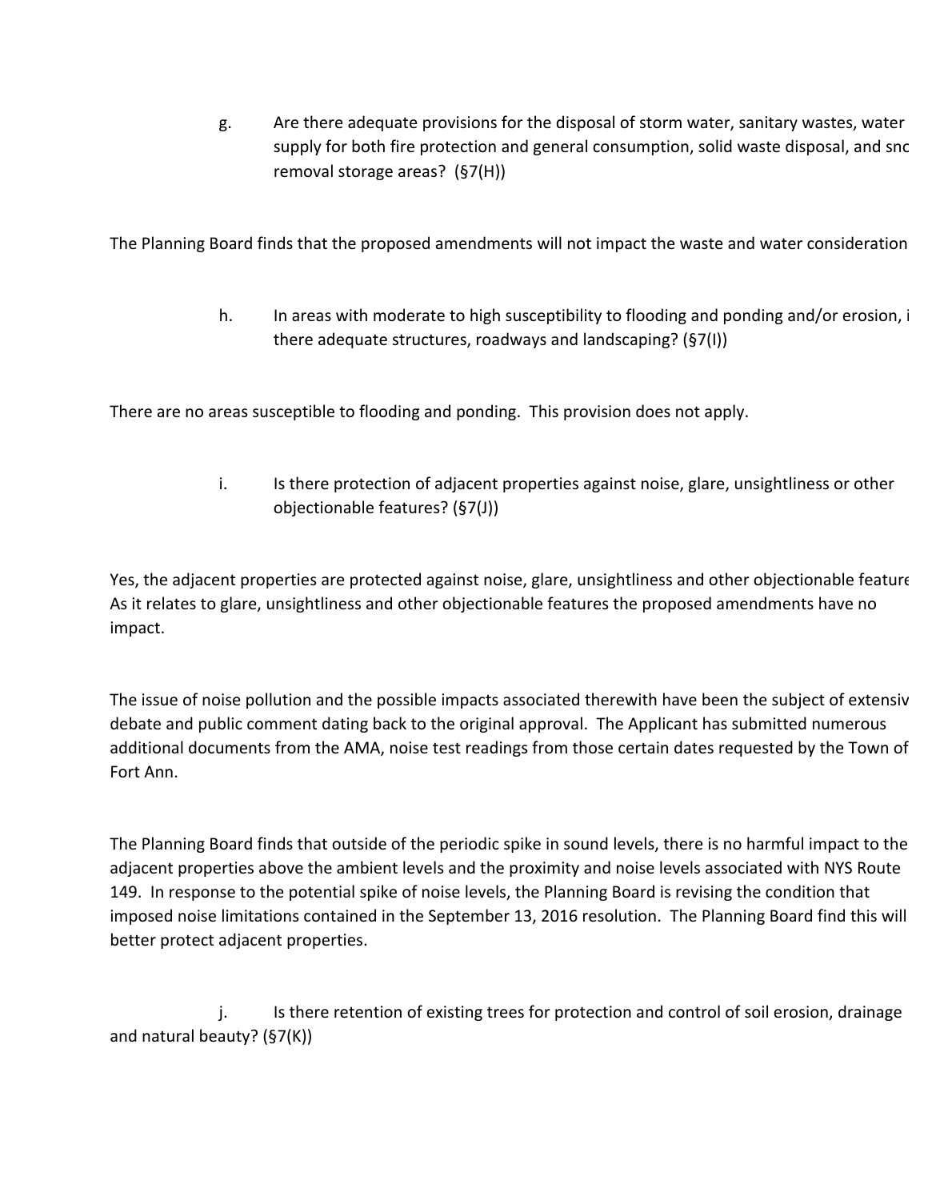g. Are there adequate provisions for the disposal of storm water, sanitary wastes, water supply for both fire protection and general consumption, solid waste disposal, and snc removal storage areas? (§7(H))

The Planning Board finds that the proposed amendments will not impact the waste and water consideration

h. In areas with moderate to high susceptibility to flooding and ponding and/or erosion, i there adequate structures, roadways and landscaping? (§7(I))

There are no areas susceptible to flooding and ponding. This provision does not apply.

i. Is there protection of adjacent properties against noise, glare, unsightliness or other objectionable features? (§7(J))

Yes, the adjacent properties are protected against noise, glare, unsightliness and other objectionable feature As it relates to glare, unsightliness and other objectionable features the proposed amendments have no impact.

The issue of noise pollution and the possible impacts associated therewith have been the subject of extensiv debate and public comment dating back to the original approval. The Applicant has submitted numerous additional documents from the AMA, noise test readings from those certain dates requested by the Town of Fort Ann.

The Planning Board finds that outside of the periodic spike in sound levels, there is no harmful impact to the adjacent properties above the ambient levels and the proximity and noise levels associated with NYS Route 149. In response to the potential spike of noise levels, the Planning Board is revising the condition that imposed noise limitations contained in the September 13, 2016 resolution. The Planning Board find this will better protect adjacent properties.

j. Is there retention of existing trees for protection and control of soil erosion, drainage and natural beauty? (§7(K))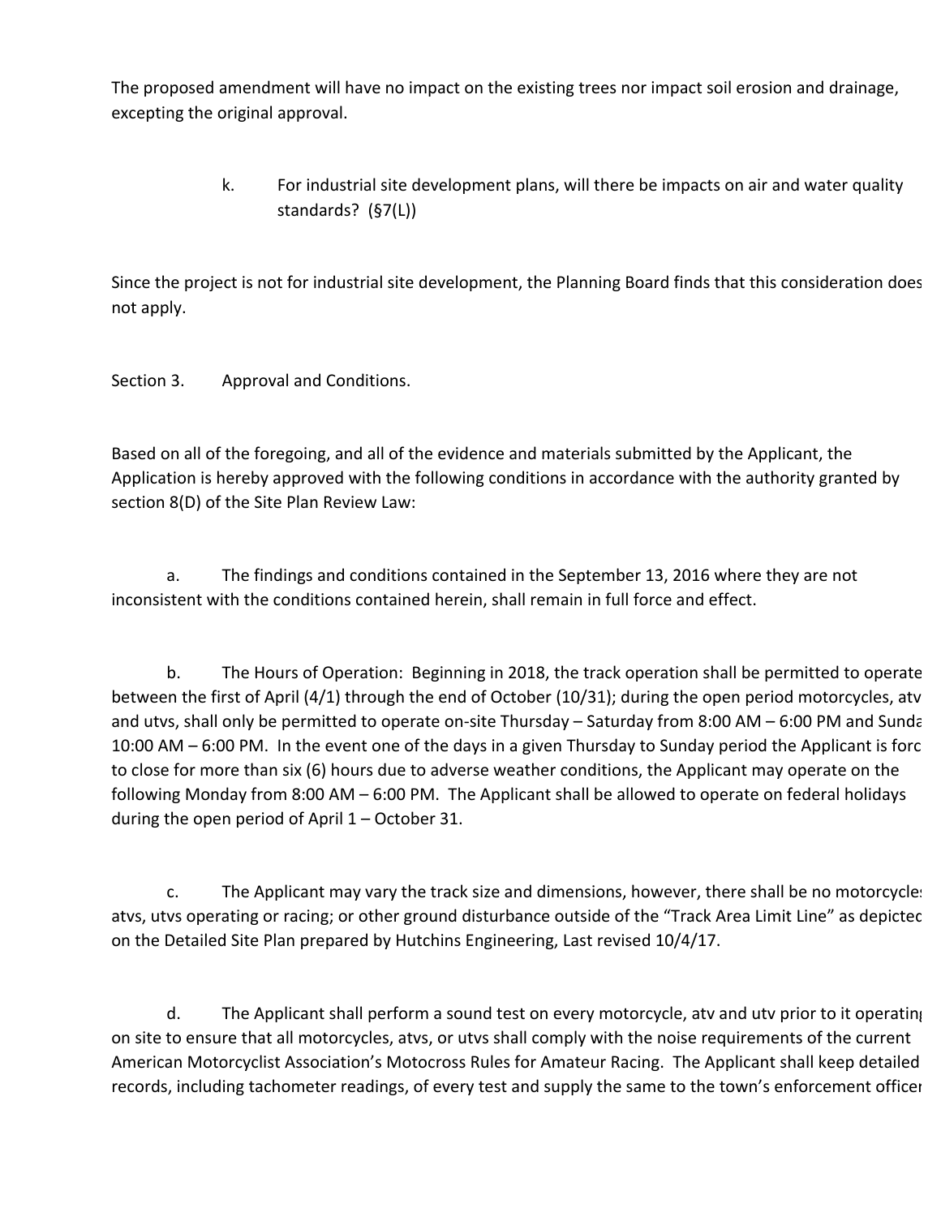The proposed amendment will have no impact on the existing trees nor impact soil erosion and drainage, excepting the original approval.

k. For industrial site development plans, will there be impacts on air and water quality standards? (§7(L))

Since the project is not for industrial site development, the Planning Board finds that this consideration does not apply.

Section 3. Approval and Conditions.

Based on all of the foregoing, and all of the evidence and materials submitted by the Applicant, the Application is hereby approved with the following conditions in accordance with the authority granted by section 8(D) of the Site Plan Review Law:

a. The findings and conditions contained in the September 13, 2016 where they are not inconsistent with the conditions contained herein, shall remain in full force and effect.

b. The Hours of Operation: Beginning in 2018, the track operation shall be permitted to operate between the first of April (4/1) through the end of October (10/31); during the open period motorcycles, atv and utvs, shall only be permitted to operate on-site Thursday – Saturday from 8:00 AM – 6:00 PM and Sunda 10:00 AM – 6:00 PM. In the event one of the days in a given Thursday to Sunday period the Applicant is forc to close for more than six (6) hours due to adverse weather conditions, the Applicant may operate on the following Monday from 8:00 AM – 6:00 PM. The Applicant shall be allowed to operate on federal holidays during the open period of April 1 – October 31.

c. The Applicant may vary the track size and dimensions, however, there shall be no motorcycle atvs, utvs operating or racing; or other ground disturbance outside of the "Track Area Limit Line" as depicted on the Detailed Site Plan prepared by Hutchins Engineering, Last revised 10/4/17.

d. The Applicant shall perform a sound test on every motorcycle, atv and utv prior to it operating on site to ensure that all motorcycles, atvs, or utvs shall comply with the noise requirements of the current American Motorcyclist Association's Motocross Rules for Amateur Racing. The Applicant shall keep detailed records, including tachometer readings, of every test and supply the same to the town's enforcement officer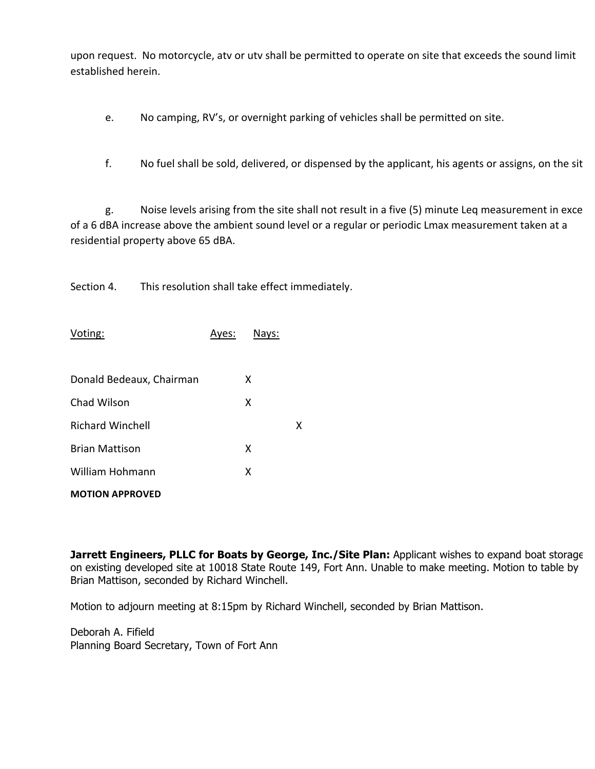upon request. No motorcycle, atv or utv shall be permitted to operate on site that exceeds the sound limit established herein.

e. No camping, RV's, or overnight parking of vehicles shall be permitted on site.

f. No fuel shall be sold, delivered, or dispensed by the applicant, his agents or assigns, on the sit

g. Noise levels arising from the site shall not result in a five (5) minute Leq measurement in exce of a 6 dBA increase above the ambient sound level or a regular or periodic Lmax measurement taken at a residential property above 65 dBA.

Section 4. This resolution shall take effect immediately.

| Voting: | Ayes: | Nays: |
|---|---|---|
| Donald Bedeaux, Chairman | X | |
| Chad Wilson | X | |
| Richard Winchell | | X |
| Brian Mattison | X | |
| William Hohmann | X | |

**MOTION APPROVED**

**Jarrett Engineers, PLLC for Boats by George, Inc./Site Plan:** Applicant wishes to expand boat storage on existing developed site at 10018 State Route 149, Fort Ann. Unable to make meeting. Motion to table by Brian Mattison, seconded by Richard Winchell.

Motion to adjourn meeting at 8:15pm by Richard Winchell, seconded by Brian Mattison.

Deborah A. Fifield
Planning Board Secretary, Town of Fort Ann